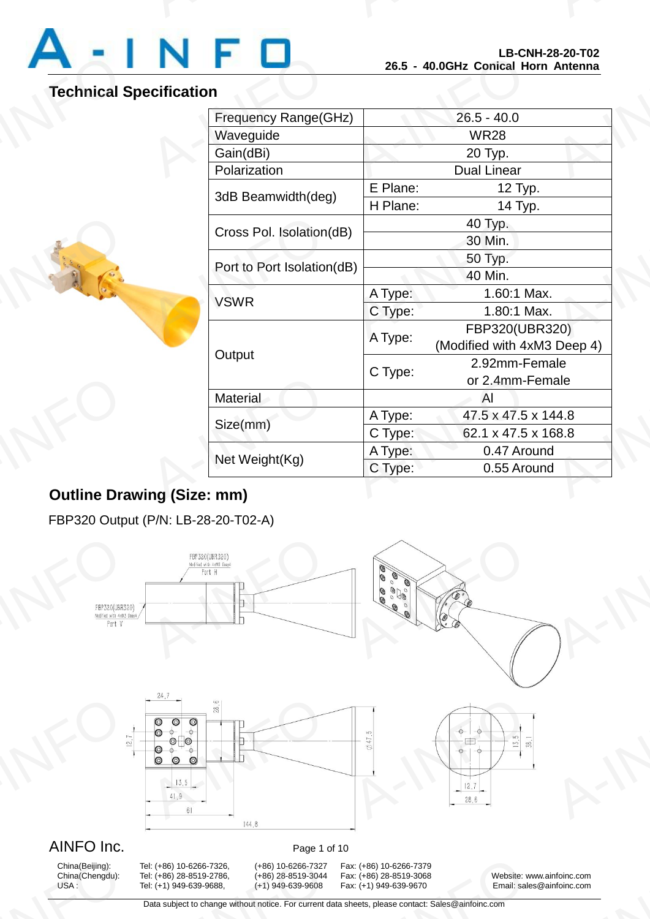LB-CNH-28-20-T02
26.5 - 40.0GHz Conical Horn Antenna

## Technical Specification

| Frequency Range(GHz) | 26.5 - 40.0 | |
|---|---|---|
| Waveguide | WR28 | |
| Gain(dBi) | 20 Typ. | |
| Polarization | Dual Linear | |
| 3dB Beamwidth(deg) | E Plane: | 12 Typ. |
| | H Plane: | 14 Typ. |
| Cross Pol. Isolation(dB) | 40 Typ. | |
| | 30 Min. | |
| Port to Port Isolation(dB) | 50 Typ. | |
| | 40 Min. | |
| VSWR | A Type: | 1.60:1 Max. |
| | C Type: | 1.80:1 Max. |
| Output | A Type: | FBP320(UBR320) (Modified with 4xM3 Deep 4) |
| | C Type: | 2.92mm-Female or 2.4mm-Female |
| Material | Al | |
| Size(mm) | A Type: | 47.5 x 47.5 x 144.8 |
| | C Type: | 62.1 x 47.5 x 168.8 |
| Net Weight(Kg) | A Type: | 0.47 Around |
| | C Type: | 0.55 Around |

## Outline Drawing (Size: mm)

FBP320 Output (P/N: LB-28-20-T02-A)

FBP320(UBR320) Modified with 4xM3 Deep4 Port H

FBP320(UBR320) Modified with 4xM3 Deep4 Port V

24.7 28.6 12.7 13.5 41.9 61 144.8 Ø47.5 13.5 38.1 12.7 28.6

AINFO Inc.

China(Beijing): Tel: (+86) 10-6266-7326, (+86) 10-6266-7327 Fax: (+86) 10-6266-7379
China(Chengdu): Tel: (+86) 28-8519-2786, (+86) 28-8519-3044 Fax: (+86) 28-8519-3068
USA : Tel: (+1) 949-639-9688, (+1) 949-639-9608 Fax: (+1) 949-639-9670

Website: www.ainfoinc.com
Email: sales@ainfoinc.com

Data subject to change without notice. For current data sheets, please contact: Sales@ainfoinc.com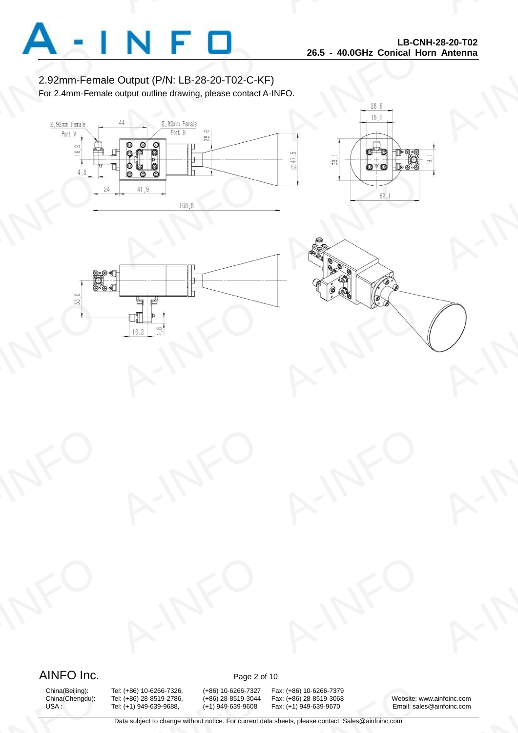## 2.92mm-Female Output (P/N: LB-28-20-T02-C-KF)

For 2.4mm-Female output outline drawing, please contact A-INFO.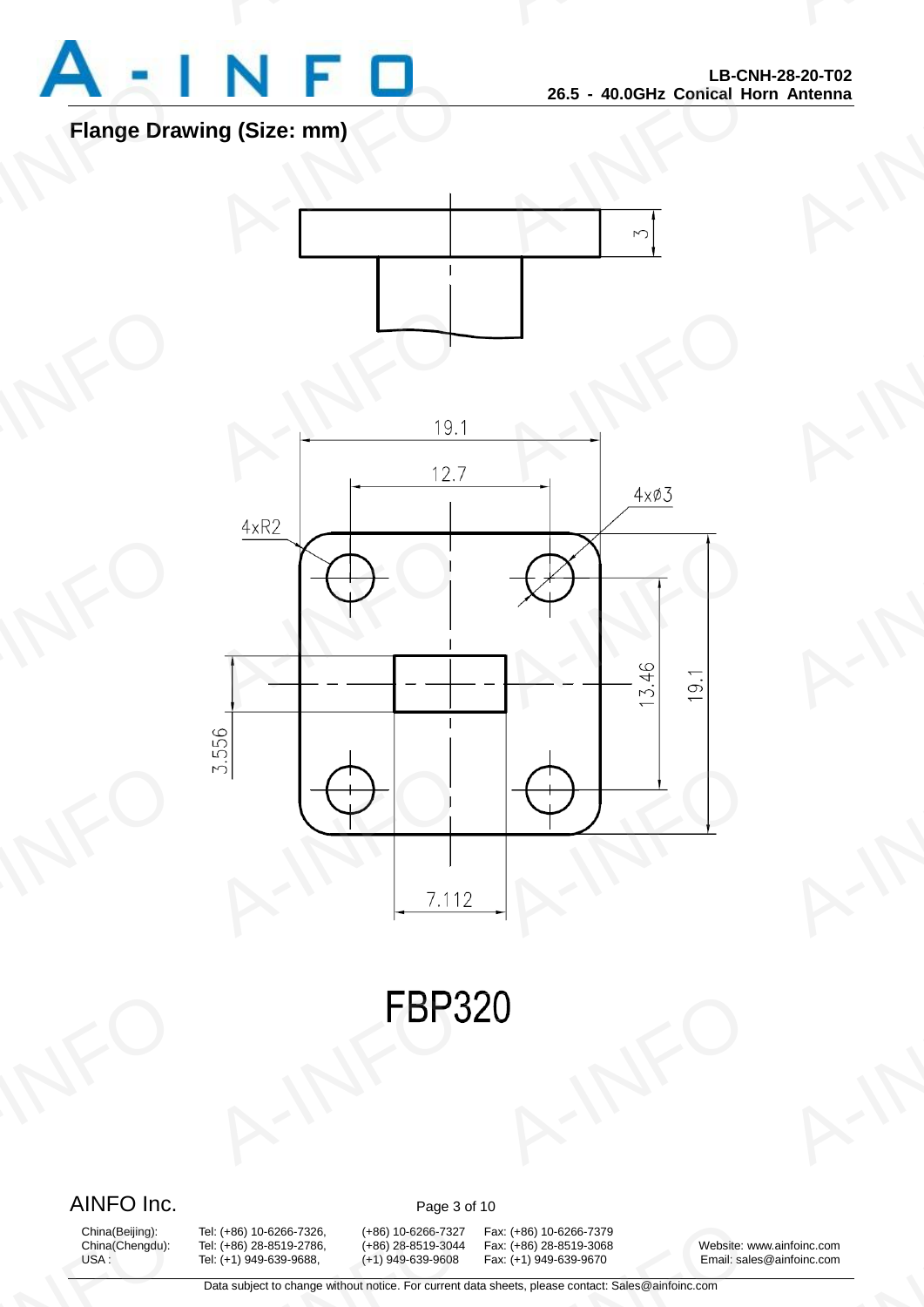## Flange Drawing (Size: mm)

3

19.1

12.7

4xØ3

4xR2

3.556

13.46

19.1

7.112

FBP320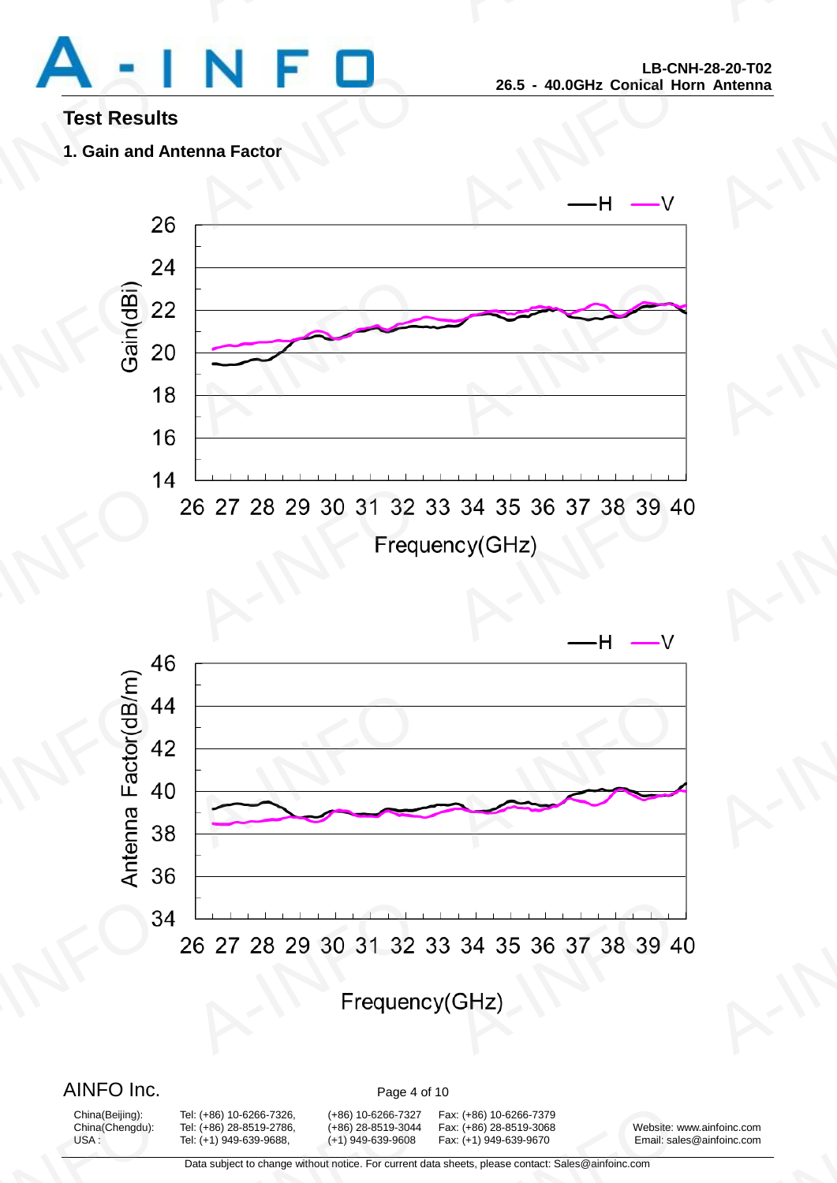## Test Results

### 1. Gain and Antenna Factor

—H —V

Gain(dBi)

26, 24, 22, 20, 18, 16, 14

26 27 28 29 30 31 32 33 34 35 36 37 38 39 40

Frequency(GHz)

—H —V

Antenna Factor(dB/m)

46, 44, 42, 40, 38, 36, 34

26 27 28 29 30 31 32 33 34 35 36 37 38 39 40

Frequency(GHz)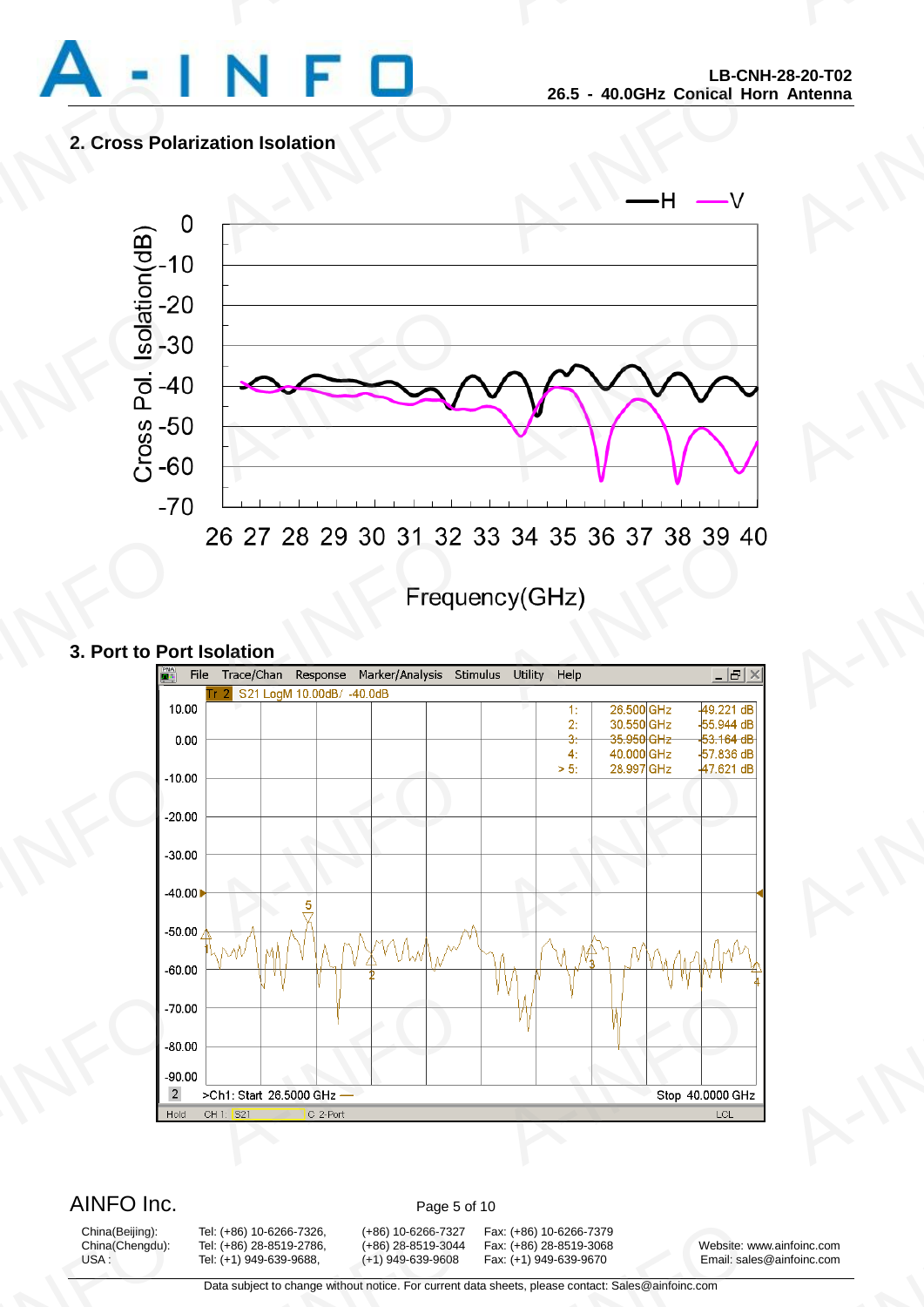## 2. Cross Polarization Isolation

## 3. Port to Port Isolation

AINFO Inc.

| China(Beijing): | Tel: (+86) 10-6266-7326, | (+86) 10-6266-7327 | Fax: (+86) 10-6266-7379 | |
|---|---|---|---|---|
| China(Chengdu): | Tel: (+86) 28-8519-2786, | (+86) 28-8519-3044 | Fax: (+86) 28-8519-3068 | Website: www.ainfoinc.com |
| USA : | Tel: (+1) 949-639-9688, | (+1) 949-639-9608 | Fax: (+1) 949-639-9670 | Email: sales@ainfoinc.com |

Data subject to change without notice. For current data sheets, please contact: Sales@ainfoinc.com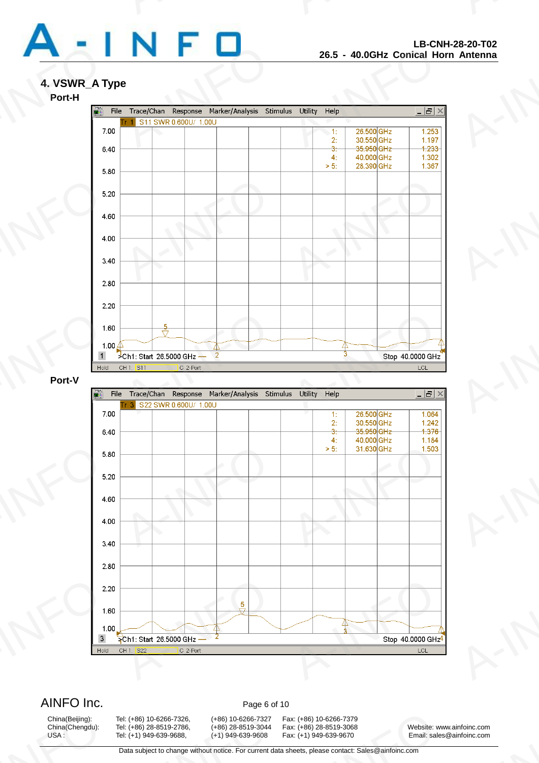## 4. VSWR_A Type

### Port-H

File Trace/Chan Response Marker/Analysis Stimulus Utility Help

Tr 1 S11 SWR 0.600U/ 1.00U

| Marker | Frequency | SWR |
|---|---|---|
| 1: | 26.500 GHz | 1.253 |
| 2: | 30.550 GHz | 1.197 |
| 3: | 35.950 GHz | 1.233 |
| 4: | 40.000 GHz | 1.302 |
| > 5: | 28.390 GHz | 1.367 |

>Ch1: Start 26.5000 GHz — Stop 40.0000 GHz

Hold CH 1: S11 C 2-Port LCL

### Port-V

File Trace/Chan Response Marker/Analysis Stimulus Utility Help

Tr 3 S22 SWR 0.600U/ 1.00U

| Marker | Frequency | SWR |
|---|---|---|
| 1: | 26.500 GHz | 1.064 |
| 2: | 30.550 GHz | 1.242 |
| 3: | 35.950 GHz | 1.376 |
| 4: | 40.000 GHz | 1.184 |
| > 5: | 31.630 GHz | 1.503 |

>Ch1: Start 26.5000 GHz — Stop 40.0000 GHz

Hold CH 1: S22 C 2-Port LCL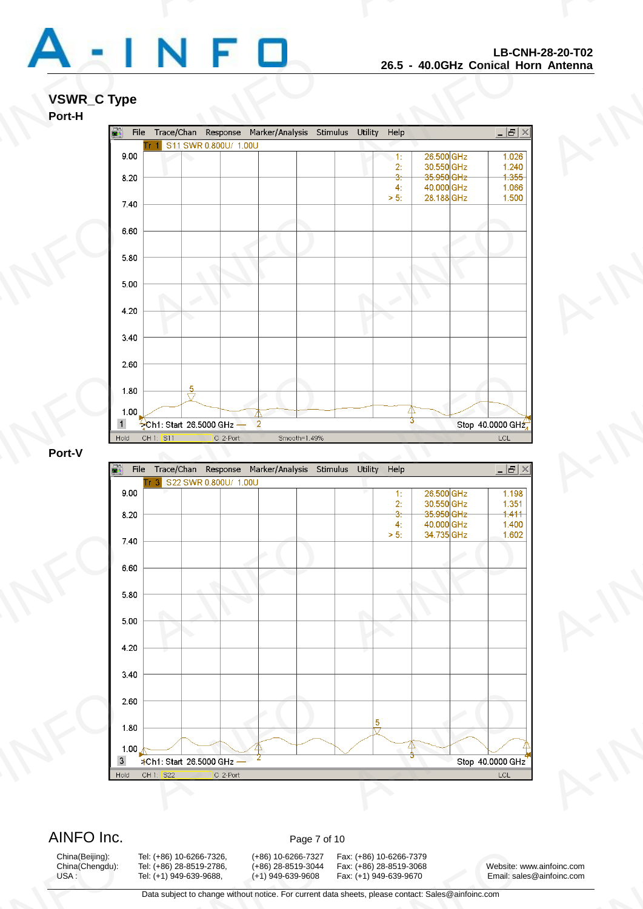## VSWR_C Type

### Port-H

Tr 1 S11 SWR 0.800U/ 1.00U

| Marker | Frequency | SWR |
|---|---|---|
| 1: | 26.500 GHz | 1.026 |
| 2: | 30.550 GHz | 1.240 |
| 3: | 35.950 GHz | 1.355 |
| 4: | 40.000 GHz | 1.066 |
| > 5: | 28.188 GHz | 1.500 |

Ch1: Start 26.5000 GHz — Stop 40.0000 GHz

Hold CH 1: S11 C 2-Port Smooth=1.49% LCL

### Port-V

Tr 3 S22 SWR 0.800U/ 1.00U

| Marker | Frequency | SWR |
|---|---|---|
| 1: | 26.500 GHz | 1.198 |
| 2: | 30.550 GHz | 1.351 |
| 3: | 35.950 GHz | 1.411 |
| 4: | 40.000 GHz | 1.400 |
| > 5: | 34.735 GHz | 1.602 |

Ch1: Start 26.5000 GHz — Stop 40.0000 GHz

Hold CH 1: S22 C 2-Port LCL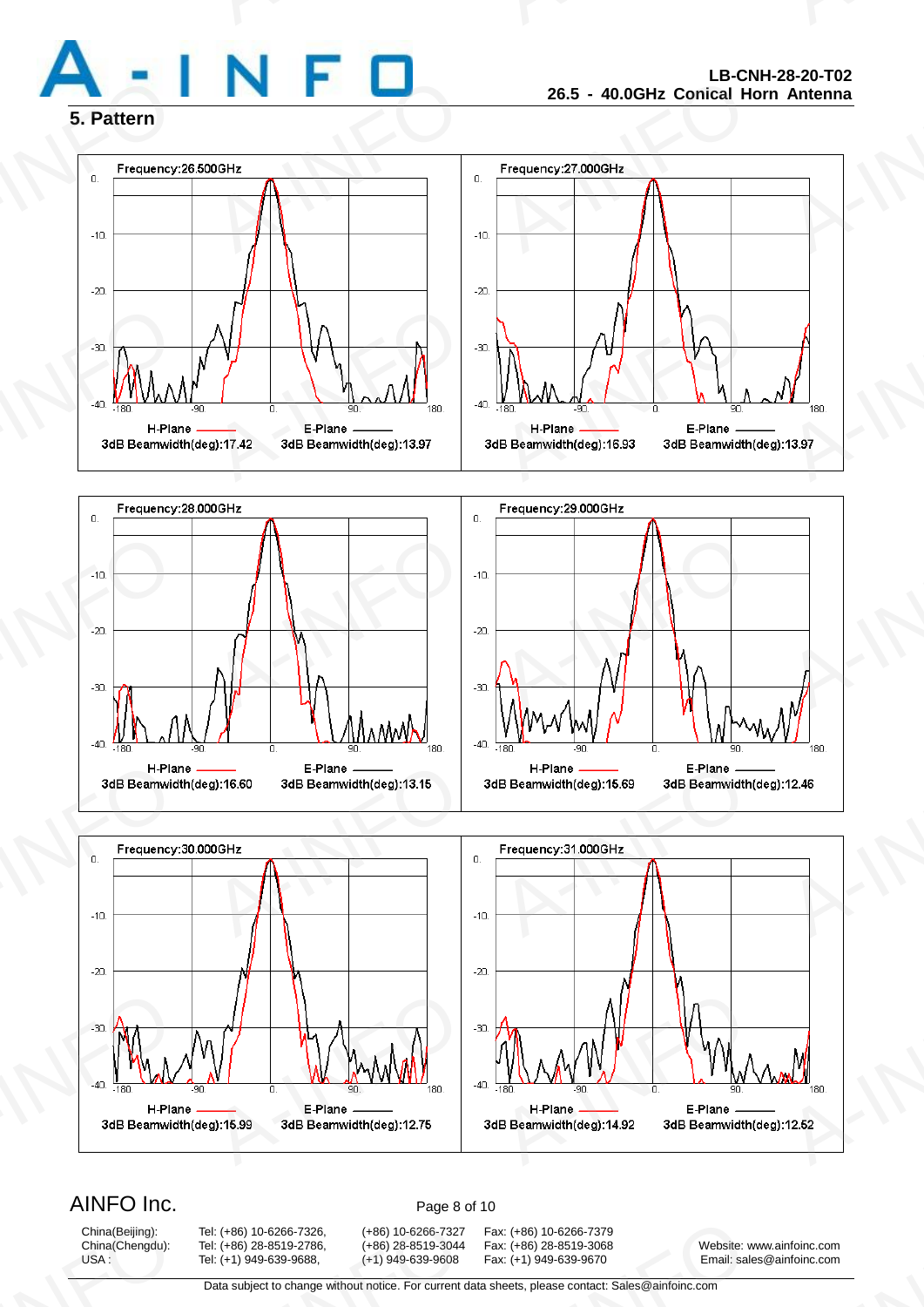## 5. Pattern

Frequency:26.500GHz

H-Plane 3dB Beamwidth(deg):17.42 | E-Plane 3dB Beamwidth(deg):13.97

Frequency:27.000GHz

H-Plane 3dB Beamwidth(deg):16.93 | E-Plane 3dB Beamwidth(deg):13.97

Frequency:28.000GHz

H-Plane 3dB Beamwidth(deg):16.60 | E-Plane 3dB Beamwidth(deg):13.15

Frequency:29.000GHz

H-Plane 3dB Beamwidth(deg):15.69 | E-Plane 3dB Beamwidth(deg):12.46

Frequency:30.000GHz

H-Plane 3dB Beamwidth(deg):15.99 | E-Plane 3dB Beamwidth(deg):12.75

Frequency:31.000GHz

H-Plane 3dB Beamwidth(deg):14.92 | E-Plane 3dB Beamwidth(deg):12.62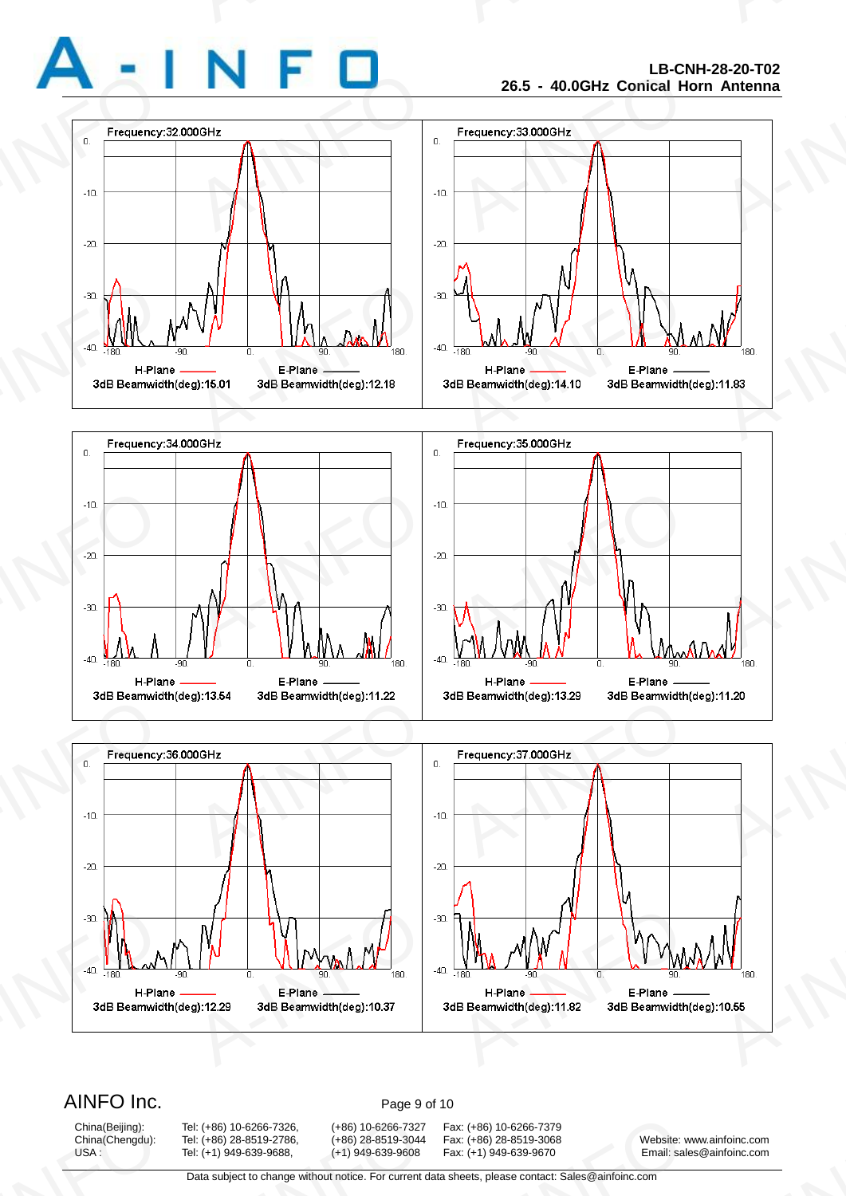Frequency:32.000GHz

H-Plane 3dB Beamwidth(deg):15.01 — E-Plane 3dB Beamwidth(deg):12.18

Frequency:33.000GHz

H-Plane 3dB Beamwidth(deg):14.10 — E-Plane 3dB Beamwidth(deg):11.83

Frequency:34.000GHz

H-Plane 3dB Beamwidth(deg):13.54 — E-Plane 3dB Beamwidth(deg):11.22

Frequency:35.000GHz

H-Plane 3dB Beamwidth(deg):13.29 — E-Plane 3dB Beamwidth(deg):11.20

Frequency:36.000GHz

H-Plane 3dB Beamwidth(deg):12.29 — E-Plane 3dB Beamwidth(deg):10.37

Frequency:37.000GHz

H-Plane 3dB Beamwidth(deg):11.82 — E-Plane 3dB Beamwidth(deg):10.55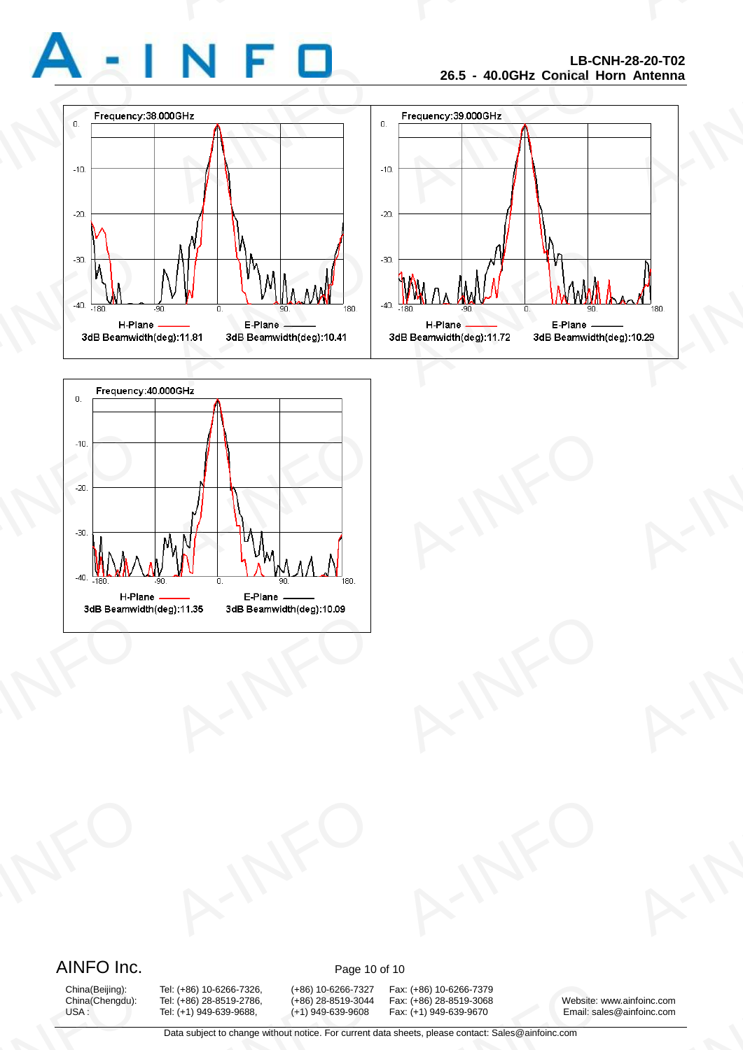Frequency:38.000GHz

0.
-10.
-20.
-30.
-40.

-180
-90
0.
90
180

H-Plane
3dB Beamwidth(deg):11.81

E-Plane
3dB Beamwidth(deg):10.41

Frequency:39.000GHz

0.
-10.
-20.
-30.
-40.

-180
-90
0.
90
180

H-Plane
3dB Beamwidth(deg):11.72

E-Plane
3dB Beamwidth(deg):10.29

Frequency:40.000GHz

0.
-10.
-20.
-30.
-40.

-180.
-90
0.
90.
180.

H-Plane
3dB Beamwidth(deg):11.35

E-Plane
3dB Beamwidth(deg):10.09

AINFO Inc.

| | | | | |
|---|---|---|---|---|
| China(Beijing): | Tel: (+86) 10-6266-7326, | (+86) 10-6266-7327 | Fax: (+86) 10-6266-7379 | |
| China(Chengdu): | Tel: (+86) 28-8519-2786, | (+86) 28-8519-3044 | Fax: (+86) 28-8519-3068 | Website: www.ainfoinc.com |
| USA : | Tel: (+1) 949-639-9688, | (+1) 949-639-9608 | Fax: (+1) 949-639-9670 | Email: sales@ainfoinc.com |

Data subject to change without notice. For current data sheets, please contact: Sales@ainfoinc.com